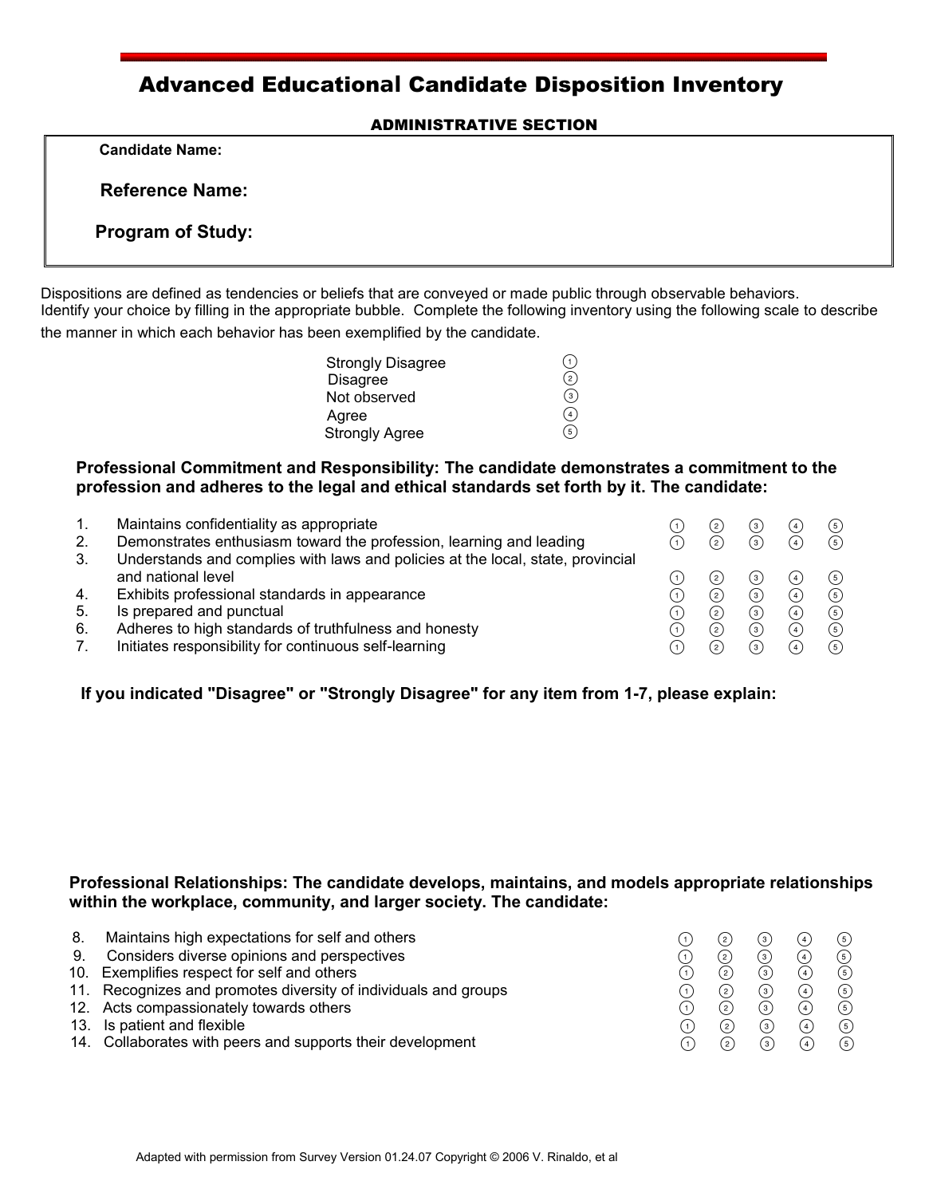# Advanced Educational Candidate Disposition Inventory

## ADMINISTRATIVE SECTION

**Candidate Name:**

**Reference Name:**

**Program of Study:**

Dispositions are defined as tendencies or beliefs that are conveyed or made public through observable behaviors. Identify your choice by filling in the appropriate bubble. Complete the following inventory using the following scale to describe the manner in which each behavior has been exemplified by the candidate.

| Scale | |
|---|---|
| Strongly Disagree | ① |
| Disagree | ② |
| Not observed | ③ |
| Agree | ④ |
| Strongly Agree | ⑤ |

**Professional Commitment and Responsibility: The candidate demonstrates a commitment to the profession and adheres to the legal and ethical standards set forth by it. The candidate:**

| # | Item | | | | | |
|---|---|---|---|---|---|---|
| 1. | Maintains confidentiality as appropriate | ① | ② | ③ | ④ | ⑤ |
| 2. | Demonstrates enthusiasm toward the profession, learning and leading | ① | ② | ③ | ④ | ⑤ |
| 3. | Understands and complies with laws and policies at the local, state, provincial and national level | ① | ② | ③ | ④ | ⑤ |
| 4. | Exhibits professional standards in appearance | ① | ② | ③ | ④ | ⑤ |
| 5. | Is prepared and punctual | ① | ② | ③ | ④ | ⑤ |
| 6. | Adheres to high standards of truthfulness and honesty | ① | ② | ③ | ④ | ⑤ |
| 7. | Initiates responsibility for continuous self-learning | ① | ② | ③ | ④ | ⑤ |

**If you indicated "Disagree" or "Strongly Disagree" for any item from 1-7, please explain:**

**Professional Relationships: The candidate develops, maintains, and models appropriate relationships within the workplace, community, and larger society. The candidate:**

| # | Item | | | | | |
|---|---|---|---|---|---|---|
| 8. | Maintains high expectations for self and others | ① | ② | ③ | ④ | ⑤ |
| 9. | Considers diverse opinions and perspectives | ① | ② | ③ | ④ | ⑤ |
| 10. | Exemplifies respect for self and others | ① | ② | ③ | ④ | ⑤ |
| 11. | Recognizes and promotes diversity of individuals and groups | ① | ② | ③ | ④ | ⑤ |
| 12. | Acts compassionately towards others | ① | ② | ③ | ④ | ⑤ |
| 13. | Is patient and flexible | ① | ② | ③ | ④ | ⑤ |
| 14. | Collaborates with peers and supports their development | ① | ② | ③ | ④ | ⑤ |

Adapted with permission from Survey Version 01.24.07 Copyright © 2006 V. Rinaldo, et al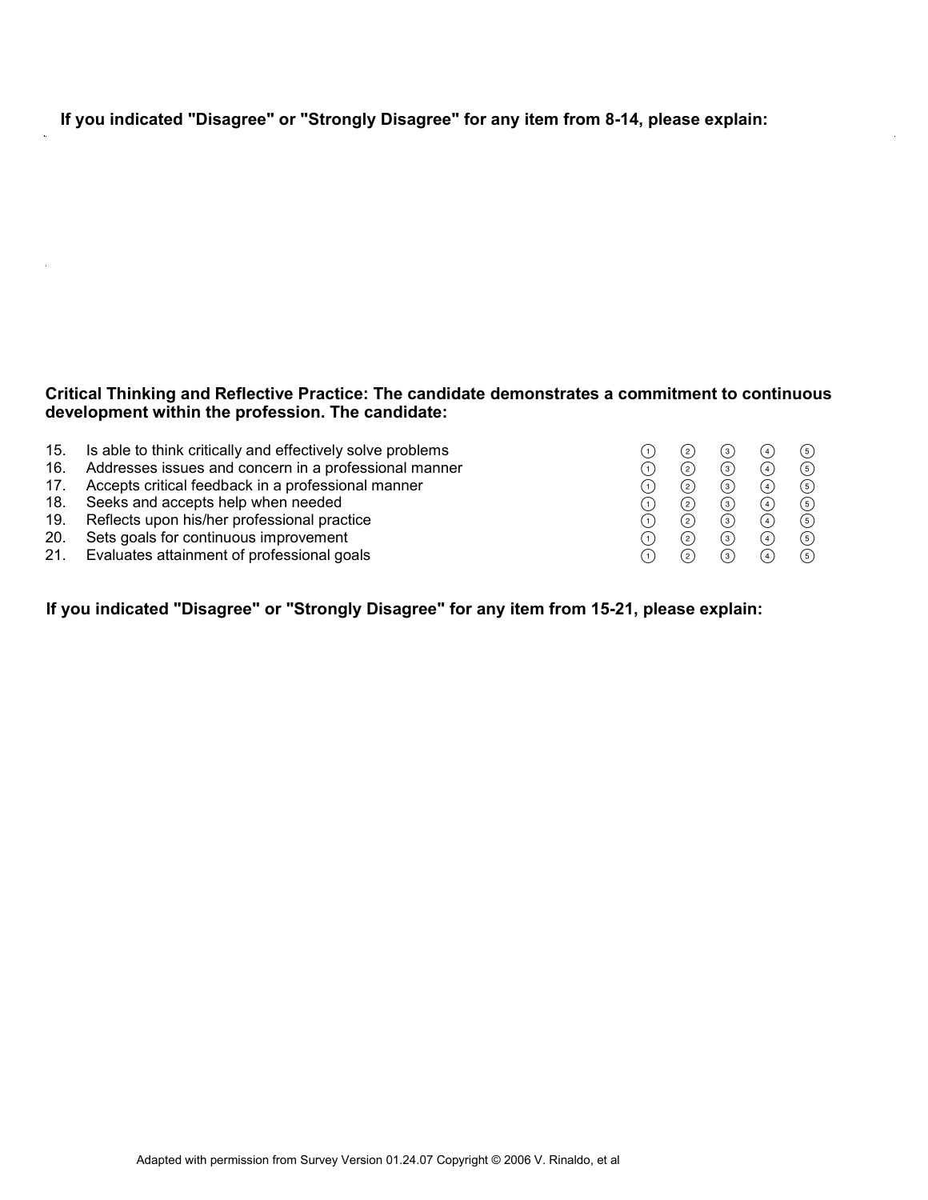**If you indicated "Disagree" or "Strongly Disagree" for any item from 8-14, please explain:**

**Critical Thinking and Reflective Practice: The candidate demonstrates a commitment to continuous development within the profession. The candidate:**

| | | | | | | |
|---|---|---|---|---|---|---|
| 15. | Is able to think critically and effectively solve problems | ① | ② | ③ | ④ | ⑤ |
| 16. | Addresses issues and concern in a professional manner | ① | ② | ③ | ④ | ⑤ |
| 17. | Accepts critical feedback in a professional manner | ① | ② | ③ | ④ | ⑤ |
| 18. | Seeks and accepts help when needed | ① | ② | ③ | ④ | ⑤ |
| 19. | Reflects upon his/her professional practice | ① | ② | ③ | ④ | ⑤ |
| 20. | Sets goals for continuous improvement | ① | ② | ③ | ④ | ⑤ |
| 21. | Evaluates attainment of professional goals | ① | ② | ③ | ④ | ⑤ |

**If you indicated "Disagree" or "Strongly Disagree" for any item from 15-21, please explain:**

Adapted with permission from Survey Version 01.24.07 Copyright © 2006 V. Rinaldo, et al